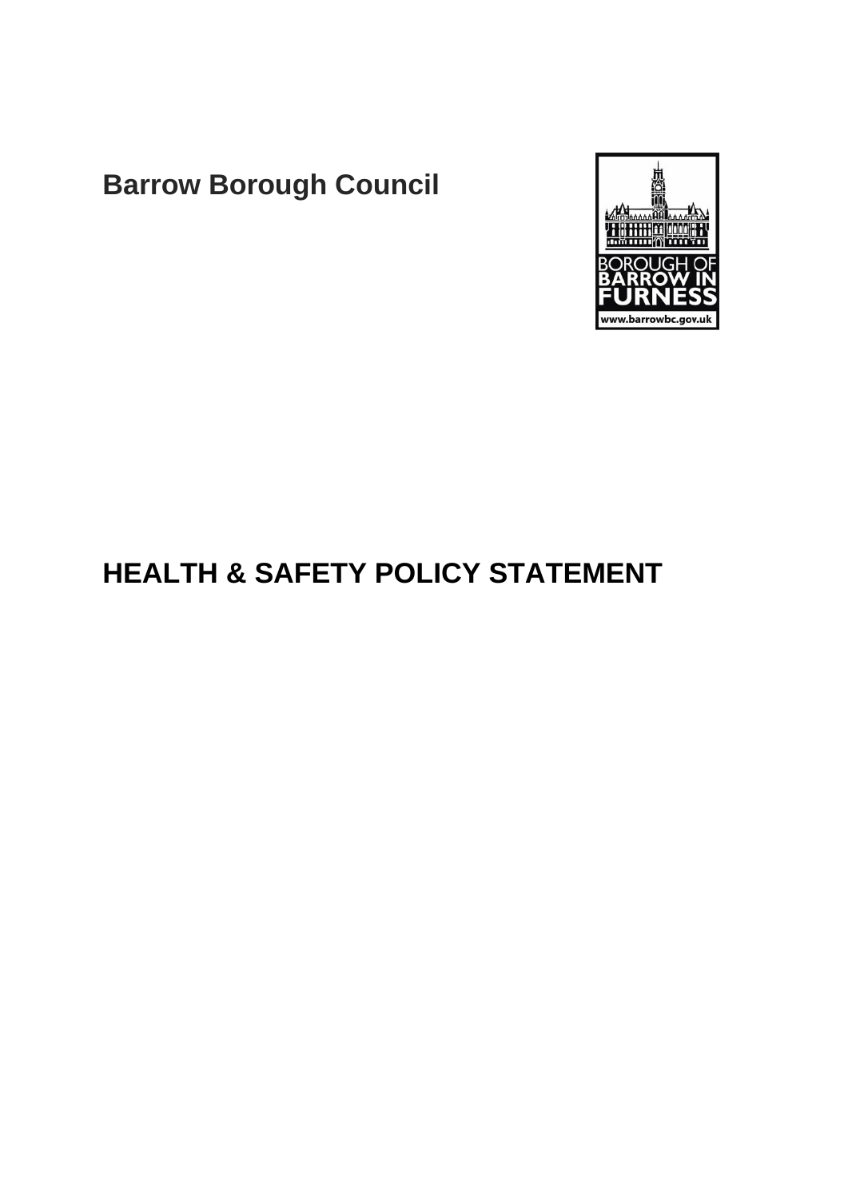**Barrow Borough Council**

# HEALTH & SAFETY POLICY STATEMENT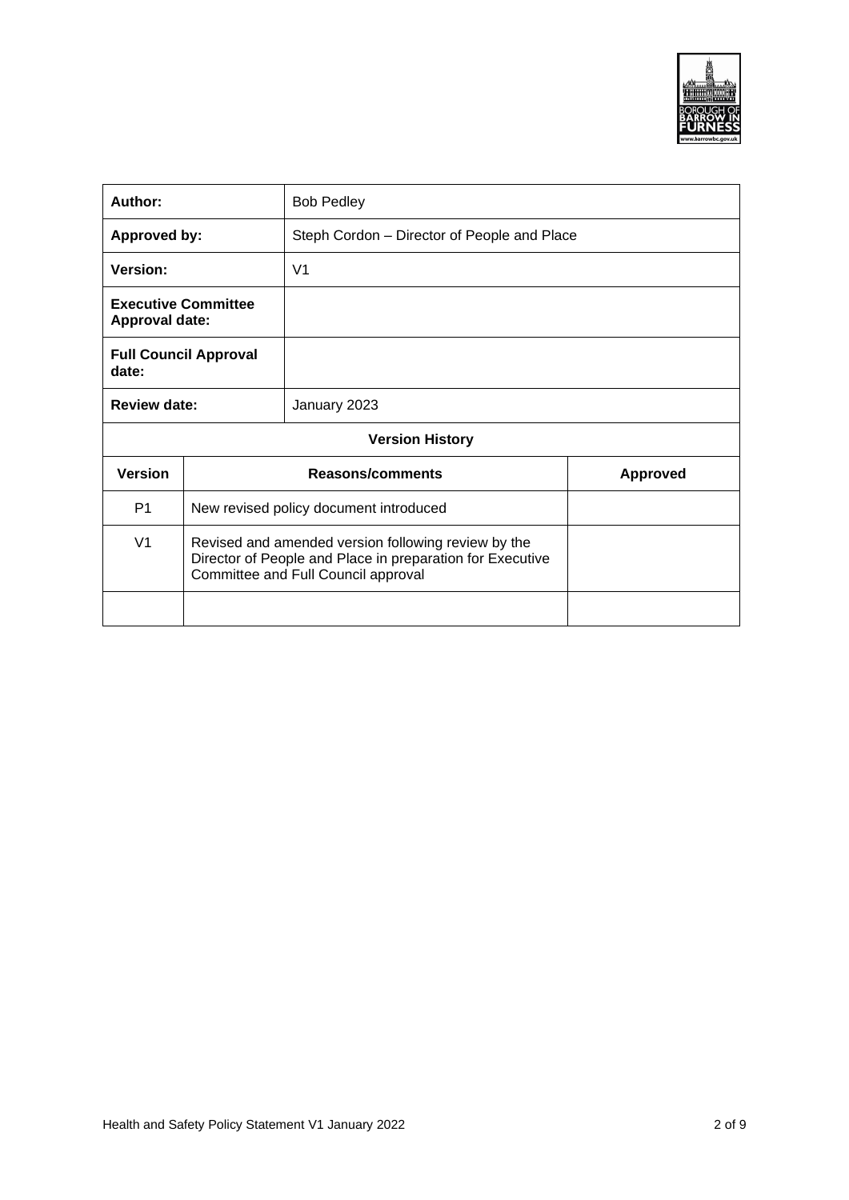| Author: | Bob Pedley | |
|---|---|---|
| **Approved by:** | Steph Cordon – Director of People and Place | |
| **Version:** | V1 | |
| **Executive Committee Approval date:** | | |
| **Full Council Approval date:** | | |
| **Review date:** | January 2023 | |
| **Version History** | | |
| **Version** | **Reasons/comments** | **Approved** |
| P1 | New revised policy document introduced | |
| V1 | Revised and amended version following review by the Director of People and Place in preparation for Executive Committee and Full Council approval | |
| | | |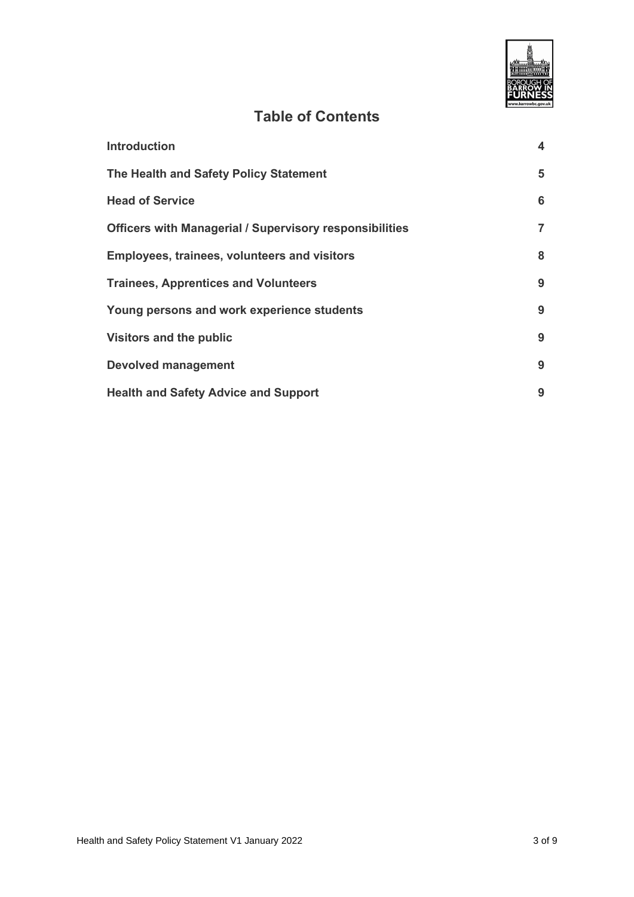# Table of Contents

| | |
|---|---|
| **Introduction** | **4** |
| **The Health and Safety Policy Statement** | **5** |
| **Head of Service** | **6** |
| **Officers with Managerial / Supervisory responsibilities** | **7** |
| **Employees, trainees, volunteers and visitors** | **8** |
| **Trainees, Apprentices and Volunteers** | **9** |
| **Young persons and work experience students** | **9** |
| **Visitors and the public** | **9** |
| **Devolved management** | **9** |
| **Health and Safety Advice and Support** | **9** |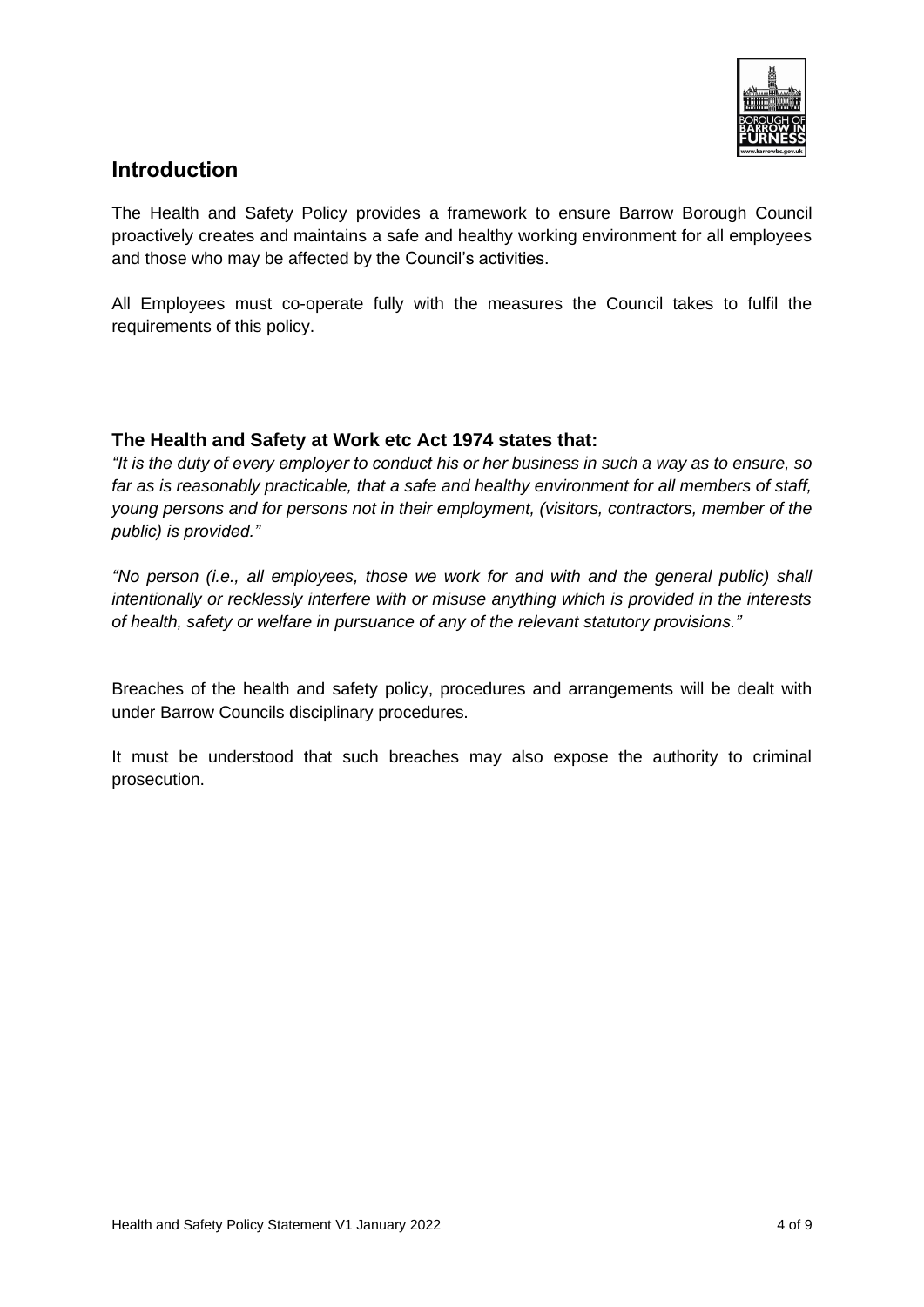## Introduction

The Health and Safety Policy provides a framework to ensure Barrow Borough Council proactively creates and maintains a safe and healthy working environment for all employees and those who may be affected by the Council's activities.

All Employees must co-operate fully with the measures the Council takes to fulfil the requirements of this policy.

### The Health and Safety at Work etc Act 1974 states that:

*"It is the duty of every employer to conduct his or her business in such a way as to ensure, so far as is reasonably practicable, that a safe and healthy environment for all members of staff, young persons and for persons not in their employment, (visitors, contractors, member of the public) is provided."*

*"No person (i.e., all employees, those we work for and with and the general public) shall intentionally or recklessly interfere with or misuse anything which is provided in the interests of health, safety or welfare in pursuance of any of the relevant statutory provisions."*

Breaches of the health and safety policy, procedures and arrangements will be dealt with under Barrow Councils disciplinary procedures.

It must be understood that such breaches may also expose the authority to criminal prosecution.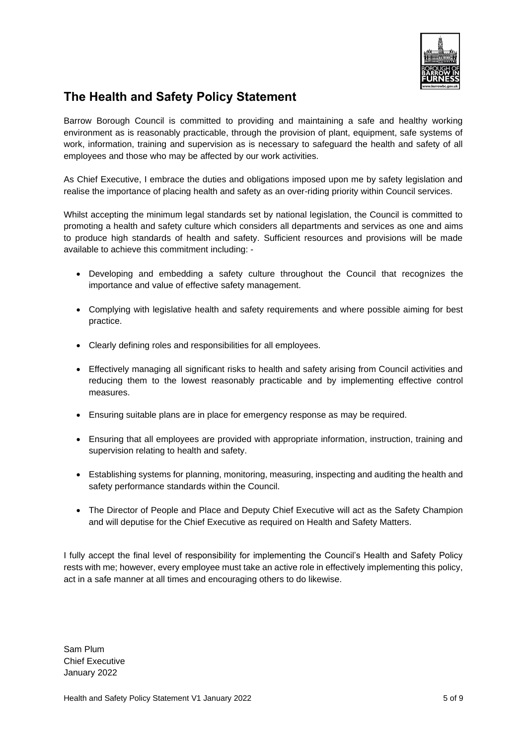## The Health and Safety Policy Statement

Barrow Borough Council is committed to providing and maintaining a safe and healthy working environment as is reasonably practicable, through the provision of plant, equipment, safe systems of work, information, training and supervision as is necessary to safeguard the health and safety of all employees and those who may be affected by our work activities.

As Chief Executive, I embrace the duties and obligations imposed upon me by safety legislation and realise the importance of placing health and safety as an over-riding priority within Council services.

Whilst accepting the minimum legal standards set by national legislation, the Council is committed to promoting a health and safety culture which considers all departments and services as one and aims to produce high standards of health and safety. Sufficient resources and provisions will be made available to achieve this commitment including: -

- Developing and embedding a safety culture throughout the Council that recognizes the importance and value of effective safety management.
- Complying with legislative health and safety requirements and where possible aiming for best practice.
- Clearly defining roles and responsibilities for all employees.
- Effectively managing all significant risks to health and safety arising from Council activities and reducing them to the lowest reasonably practicable and by implementing effective control measures.
- Ensuring suitable plans are in place for emergency response as may be required.
- Ensuring that all employees are provided with appropriate information, instruction, training and supervision relating to health and safety.
- Establishing systems for planning, monitoring, measuring, inspecting and auditing the health and safety performance standards within the Council.
- The Director of People and Place and Deputy Chief Executive will act as the Safety Champion and will deputise for the Chief Executive as required on Health and Safety Matters.

I fully accept the final level of responsibility for implementing the Council's Health and Safety Policy rests with me; however, every employee must take an active role in effectively implementing this policy, act in a safe manner at all times and encouraging others to do likewise.

Sam Plum
Chief Executive
January 2022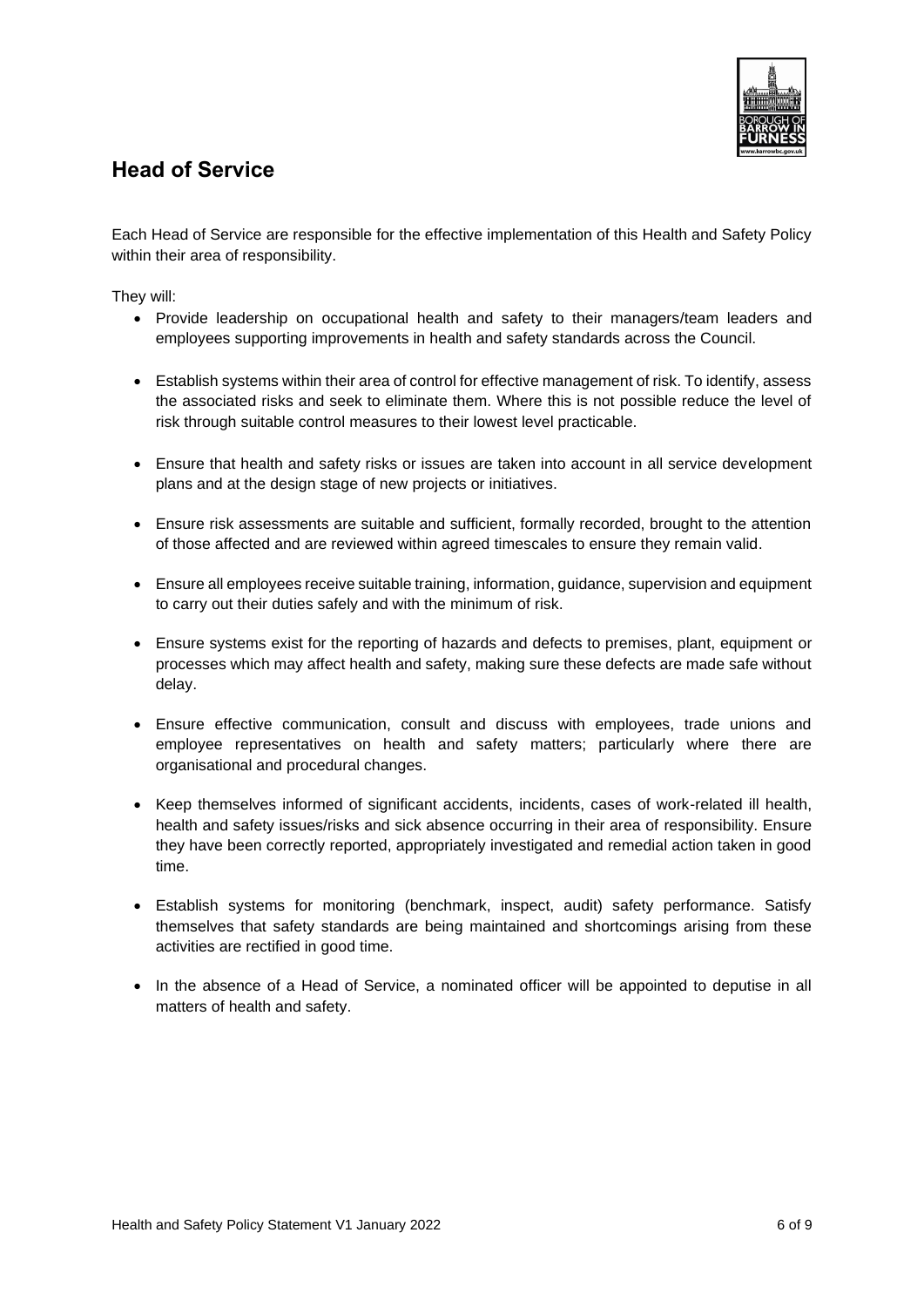## Head of Service

Each Head of Service are responsible for the effective implementation of this Health and Safety Policy within their area of responsibility.

They will:

- Provide leadership on occupational health and safety to their managers/team leaders and employees supporting improvements in health and safety standards across the Council.
- Establish systems within their area of control for effective management of risk. To identify, assess the associated risks and seek to eliminate them. Where this is not possible reduce the level of risk through suitable control measures to their lowest level practicable.
- Ensure that health and safety risks or issues are taken into account in all service development plans and at the design stage of new projects or initiatives.
- Ensure risk assessments are suitable and sufficient, formally recorded, brought to the attention of those affected and are reviewed within agreed timescales to ensure they remain valid.
- Ensure all employees receive suitable training, information, guidance, supervision and equipment to carry out their duties safely and with the minimum of risk.
- Ensure systems exist for the reporting of hazards and defects to premises, plant, equipment or processes which may affect health and safety, making sure these defects are made safe without delay.
- Ensure effective communication, consult and discuss with employees, trade unions and employee representatives on health and safety matters; particularly where there are organisational and procedural changes.
- Keep themselves informed of significant accidents, incidents, cases of work-related ill health, health and safety issues/risks and sick absence occurring in their area of responsibility. Ensure they have been correctly reported, appropriately investigated and remedial action taken in good time.
- Establish systems for monitoring (benchmark, inspect, audit) safety performance. Satisfy themselves that safety standards are being maintained and shortcomings arising from these activities are rectified in good time.
- In the absence of a Head of Service, a nominated officer will be appointed to deputise in all matters of health and safety.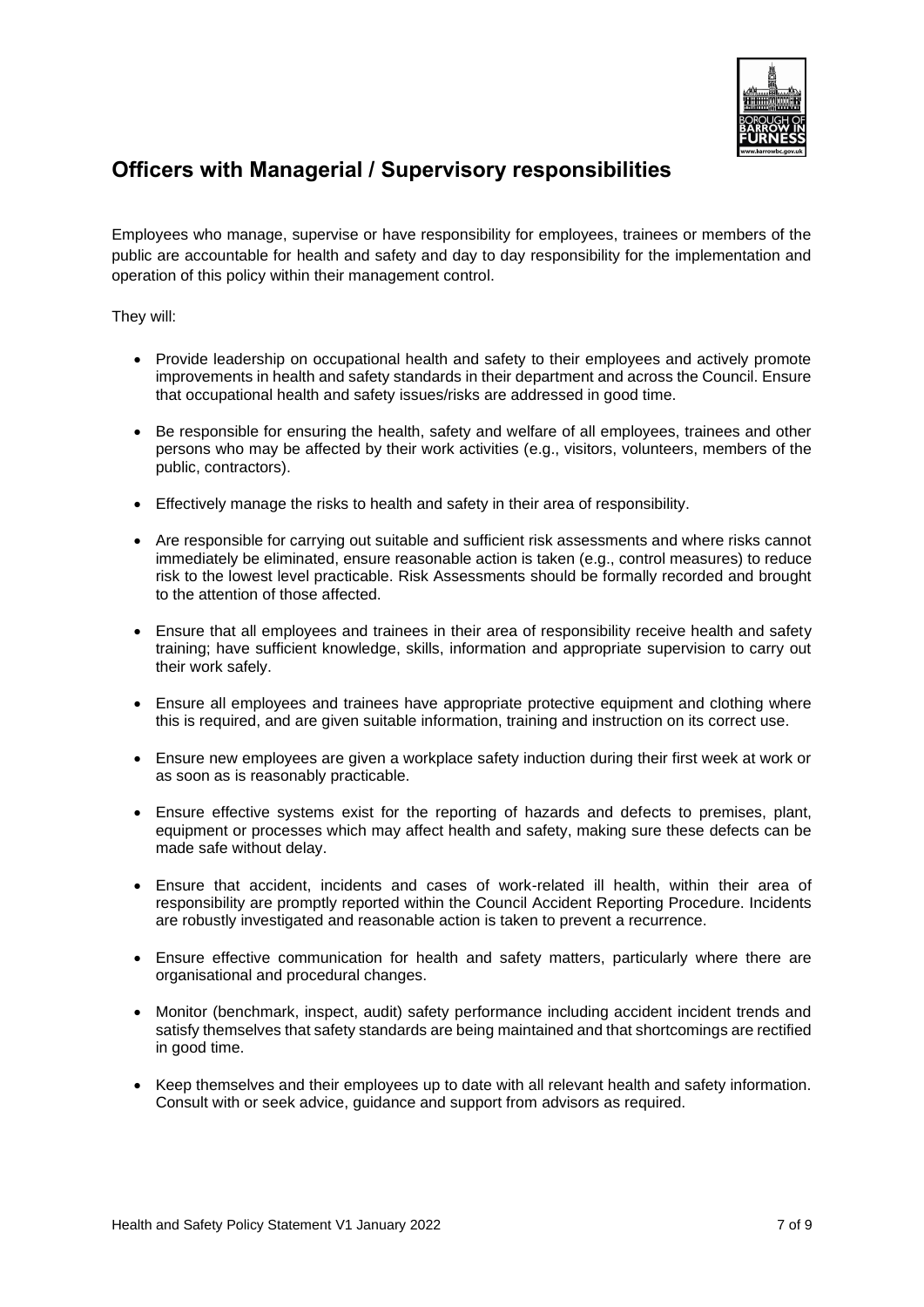## Officers with Managerial / Supervisory responsibilities

Employees who manage, supervise or have responsibility for employees, trainees or members of the public are accountable for health and safety and day to day responsibility for the implementation and operation of this policy within their management control.

They will:

- Provide leadership on occupational health and safety to their employees and actively promote improvements in health and safety standards in their department and across the Council. Ensure that occupational health and safety issues/risks are addressed in good time.
- Be responsible for ensuring the health, safety and welfare of all employees, trainees and other persons who may be affected by their work activities (e.g., visitors, volunteers, members of the public, contractors).
- Effectively manage the risks to health and safety in their area of responsibility.
- Are responsible for carrying out suitable and sufficient risk assessments and where risks cannot immediately be eliminated, ensure reasonable action is taken (e.g., control measures) to reduce risk to the lowest level practicable. Risk Assessments should be formally recorded and brought to the attention of those affected.
- Ensure that all employees and trainees in their area of responsibility receive health and safety training; have sufficient knowledge, skills, information and appropriate supervision to carry out their work safely.
- Ensure all employees and trainees have appropriate protective equipment and clothing where this is required, and are given suitable information, training and instruction on its correct use.
- Ensure new employees are given a workplace safety induction during their first week at work or as soon as is reasonably practicable.
- Ensure effective systems exist for the reporting of hazards and defects to premises, plant, equipment or processes which may affect health and safety, making sure these defects can be made safe without delay.
- Ensure that accident, incidents and cases of work-related ill health, within their area of responsibility are promptly reported within the Council Accident Reporting Procedure. Incidents are robustly investigated and reasonable action is taken to prevent a recurrence.
- Ensure effective communication for health and safety matters, particularly where there are organisational and procedural changes.
- Monitor (benchmark, inspect, audit) safety performance including accident incident trends and satisfy themselves that safety standards are being maintained and that shortcomings are rectified in good time.
- Keep themselves and their employees up to date with all relevant health and safety information. Consult with or seek advice, guidance and support from advisors as required.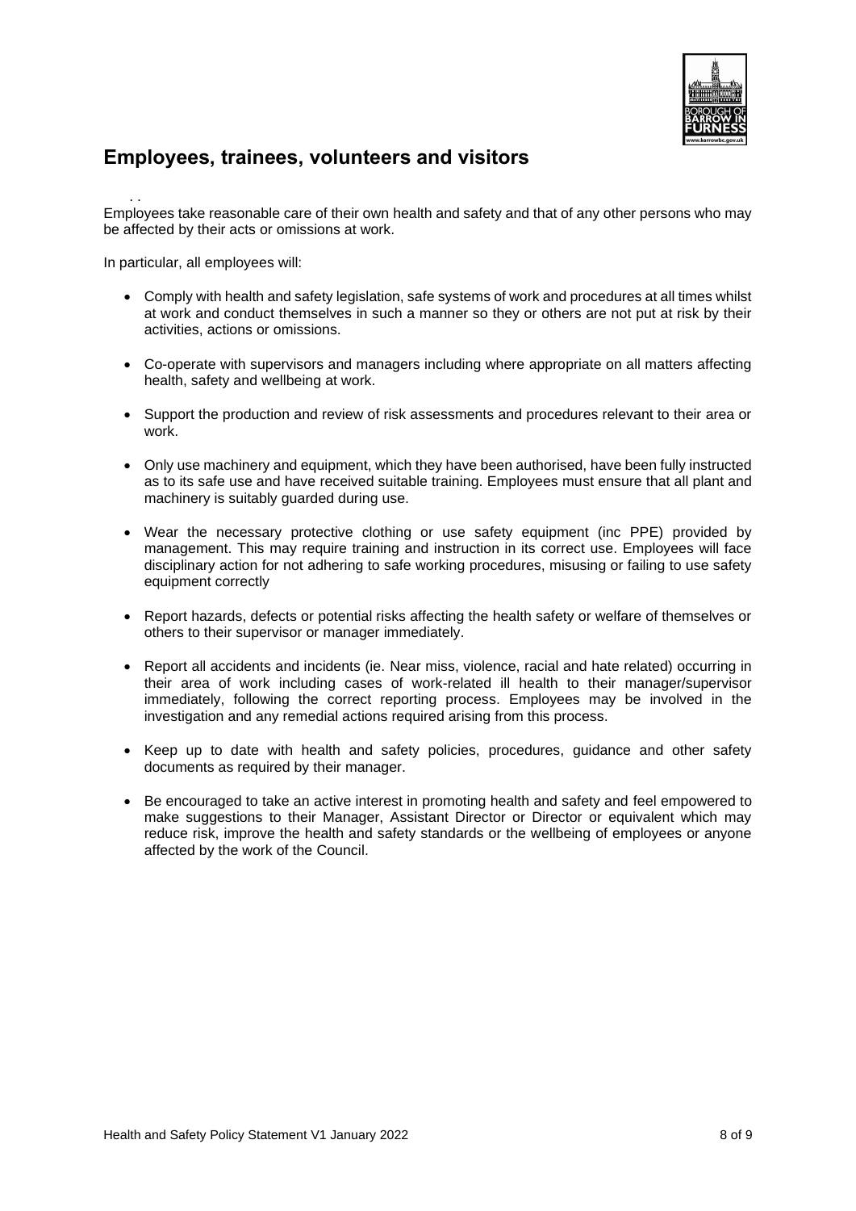## Employees, trainees, volunteers and visitors

. .

Employees take reasonable care of their own health and safety and that of any other persons who may be affected by their acts or omissions at work.

In particular, all employees will:

- Comply with health and safety legislation, safe systems of work and procedures at all times whilst at work and conduct themselves in such a manner so they or others are not put at risk by their activities, actions or omissions.
- Co-operate with supervisors and managers including where appropriate on all matters affecting health, safety and wellbeing at work.
- Support the production and review of risk assessments and procedures relevant to their area or work.
- Only use machinery and equipment, which they have been authorised, have been fully instructed as to its safe use and have received suitable training. Employees must ensure that all plant and machinery is suitably guarded during use.
- Wear the necessary protective clothing or use safety equipment (inc PPE) provided by management. This may require training and instruction in its correct use. Employees will face disciplinary action for not adhering to safe working procedures, misusing or failing to use safety equipment correctly
- Report hazards, defects or potential risks affecting the health safety or welfare of themselves or others to their supervisor or manager immediately.
- Report all accidents and incidents (ie. Near miss, violence, racial and hate related) occurring in their area of work including cases of work-related ill health to their manager/supervisor immediately, following the correct reporting process. Employees may be involved in the investigation and any remedial actions required arising from this process.
- Keep up to date with health and safety policies, procedures, guidance and other safety documents as required by their manager.
- Be encouraged to take an active interest in promoting health and safety and feel empowered to make suggestions to their Manager, Assistant Director or Director or equivalent which may reduce risk, improve the health and safety standards or the wellbeing of employees or anyone affected by the work of the Council.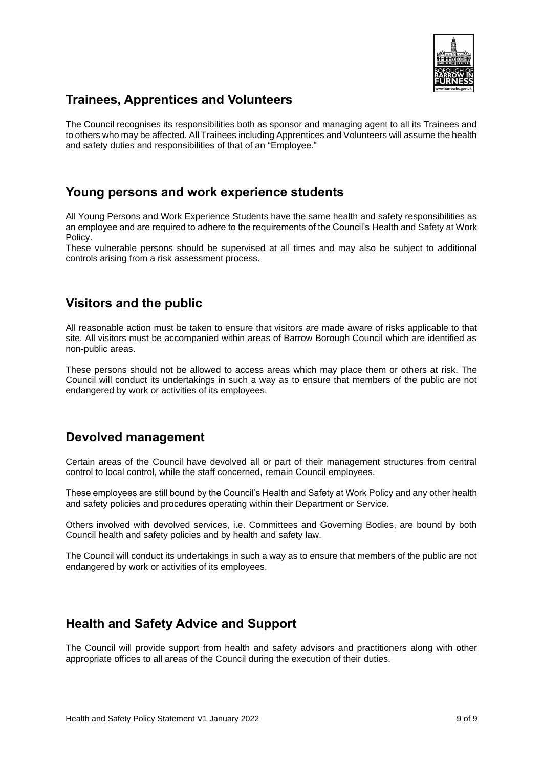## Trainees, Apprentices and Volunteers

The Council recognises its responsibilities both as sponsor and managing agent to all its Trainees and to others who may be affected. All Trainees including Apprentices and Volunteers will assume the health and safety duties and responsibilities of that of an "Employee."

## Young persons and work experience students

All Young Persons and Work Experience Students have the same health and safety responsibilities as an employee and are required to adhere to the requirements of the Council's Health and Safety at Work Policy.

These vulnerable persons should be supervised at all times and may also be subject to additional controls arising from a risk assessment process.

## Visitors and the public

All reasonable action must be taken to ensure that visitors are made aware of risks applicable to that site. All visitors must be accompanied within areas of Barrow Borough Council which are identified as non-public areas.

These persons should not be allowed to access areas which may place them or others at risk. The Council will conduct its undertakings in such a way as to ensure that members of the public are not endangered by work or activities of its employees.

## Devolved management

Certain areas of the Council have devolved all or part of their management structures from central control to local control, while the staff concerned, remain Council employees.

These employees are still bound by the Council's Health and Safety at Work Policy and any other health and safety policies and procedures operating within their Department or Service.

Others involved with devolved services, i.e. Committees and Governing Bodies, are bound by both Council health and safety policies and by health and safety law.

The Council will conduct its undertakings in such a way as to ensure that members of the public are not endangered by work or activities of its employees.

## Health and Safety Advice and Support

The Council will provide support from health and safety advisors and practitioners along with other appropriate offices to all areas of the Council during the execution of their duties.